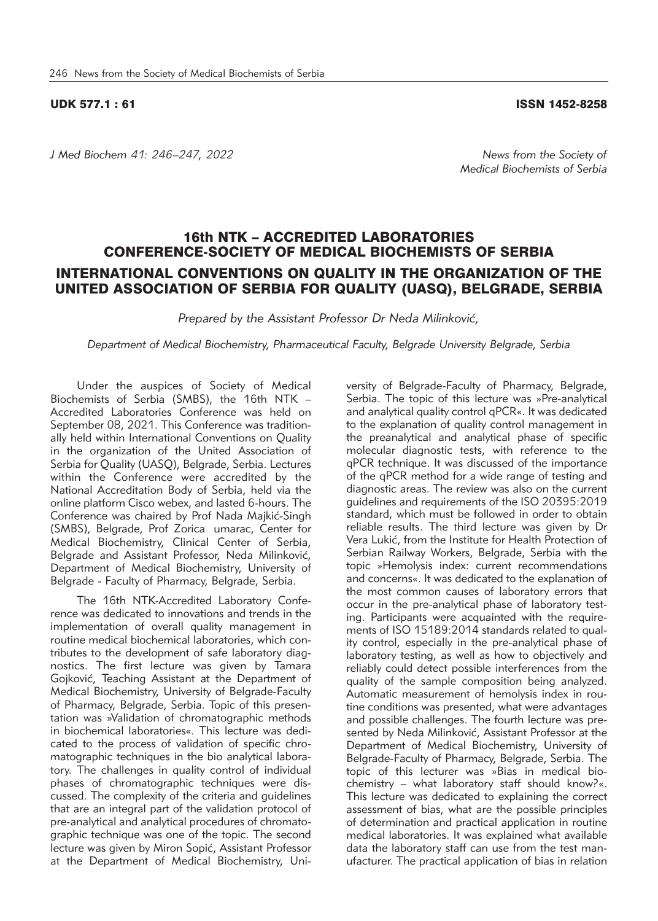UDK 577.1 : 61 ISSN 1452-8258

*J Med Biochem 41: 246–247, 2022* *News from the Society of Medical Biochemists of Serbia*

# 16th NTK – ACCREDITED LABORATORIES CONFERENCE-SOCIETY OF MEDICAL BIOCHEMISTS OF SERBIA

## INTERNATIONAL CONVENTIONS ON QUALITY IN THE ORGANIZATION OF THE UNITED ASSOCIATION OF SERBIA FOR QUALITY (UASQ), BELGRADE, SERBIA

*Prepared by the Assistant Professor Dr Neda Milinković,*

*Department of Medical Biochemistry, Pharmaceutical Faculty, Belgrade University Belgrade, Serbia*

Under the auspices of Society of Medical Biochemists of Serbia (SMBS), the 16th NTK – Accredited Laboratories Conference was held on September 08, 2021. This Conference was traditionally held within International Conventions on Quality in the organization of the United Association of Serbia for Quality (UASQ), Belgrade, Serbia. Lectures within the Conference were accredited by the National Accreditation Body of Serbia, held via the online platform Cisco webex, and lasted 6-hours. The Conference was chaired by Prof Nada Majkić-Singh (SMBS), Belgrade, Prof Zorica umarac, Center for Medical Biochemistry, Clinical Center of Serbia, Belgrade and Assistant Professor, Neda Milinković, Department of Medical Biochemistry, University of Belgrade - Faculty of Pharmacy, Belgrade, Serbia.

The 16th NTK-Accredited Laboratory Conference was dedicated to innovations and trends in the implementation of overall quality management in routine medical biochemical laboratories, which contributes to the development of safe laboratory diagnostics. The first lecture was given by Tamara Gojković, Teaching Assistant at the Department of Medical Biochemistry, University of Belgrade-Faculty of Pharmacy, Belgrade, Serbia. Topic of this presentation was »Validation of chromatographic methods in biochemical laboratories«. This lecture was dedicated to the process of validation of specific chromatographic techniques in the bio analytical laboratory. The challenges in quality control of individual phases of chromatographic techniques were discussed. The complexity of the criteria and guidelines that are an integral part of the validation protocol of pre-analytical and analytical procedures of chromatographic technique was one of the topic. The second lecture was given by Miron Sopić, Assistant Professor at the Department of Medical Biochemistry, University of Belgrade-Faculty of Pharmacy, Belgrade, Serbia. The topic of this lecture was »Pre-analytical and analytical quality control qPCR«. It was dedicated to the explanation of quality control management in the preanalytical and analytical phase of specific molecular diagnostic tests, with reference to the qPCR technique. It was discussed of the importance of the qPCR method for a wide range of testing and diagnostic areas. The review was also on the current guidelines and requirements of the ISO 20395:2019 standard, which must be followed in order to obtain reliable results. The third lecture was given by Dr Vera Lukić, from the Institute for Health Protection of Serbian Railway Workers, Belgrade, Serbia with the topic »Hemolysis index: current recommendations and concerns«. It was dedicated to the explanation of the most common causes of laboratory errors that occur in the pre-analytical phase of laboratory testing. Participants were acquainted with the requirements of ISO 15189:2014 standards related to quality control, especially in the pre-analytical phase of laboratory testing, as well as how to objectively and reliably could detect possible interferences from the quality of the sample composition being analyzed. Automatic measurement of hemolysis index in routine conditions was presented, what were advantages and possible challenges. The fourth lecture was presented by Neda Milinković, Assistant Professor at the Department of Medical Biochemistry, University of Belgrade-Faculty of Pharmacy, Belgrade, Serbia. The topic of this lecturer was »Bias in medical biochemistry – what laboratory staff should know?«. This lecture was dedicated to explaining the correct assessment of bias, what are the possible principles of determination and practical application in routine medical laboratories. It was explained what available data the laboratory staff can use from the test manufacturer. The practical application of bias in relation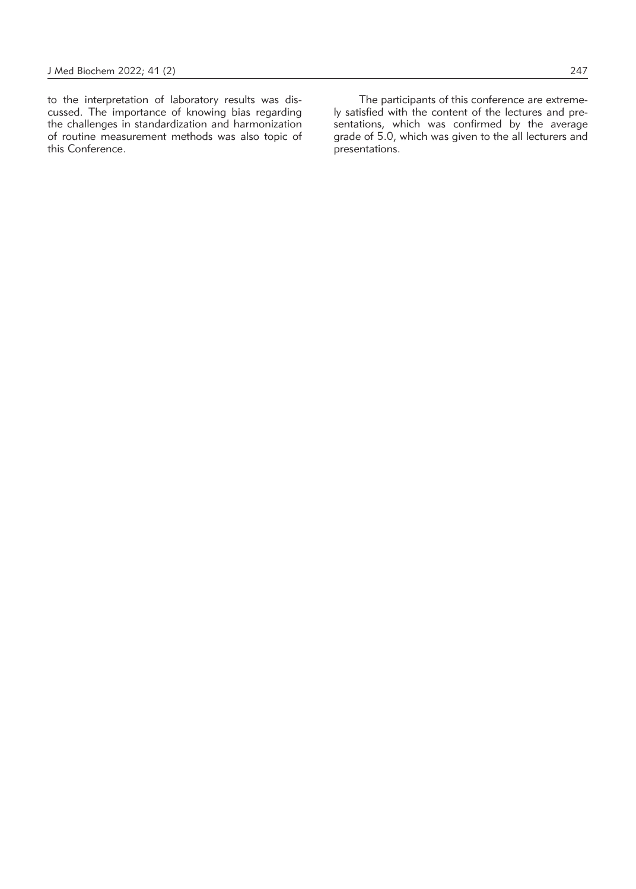to the interpretation of laboratory results was discussed. The importance of knowing bias regarding the challenges in standardization and harmonization of routine measurement methods was also topic of this Conference.

The participants of this conference are extremely satisfied with the content of the lectures and presentations, which was confirmed by the average grade of 5.0, which was given to the all lecturers and presentations.